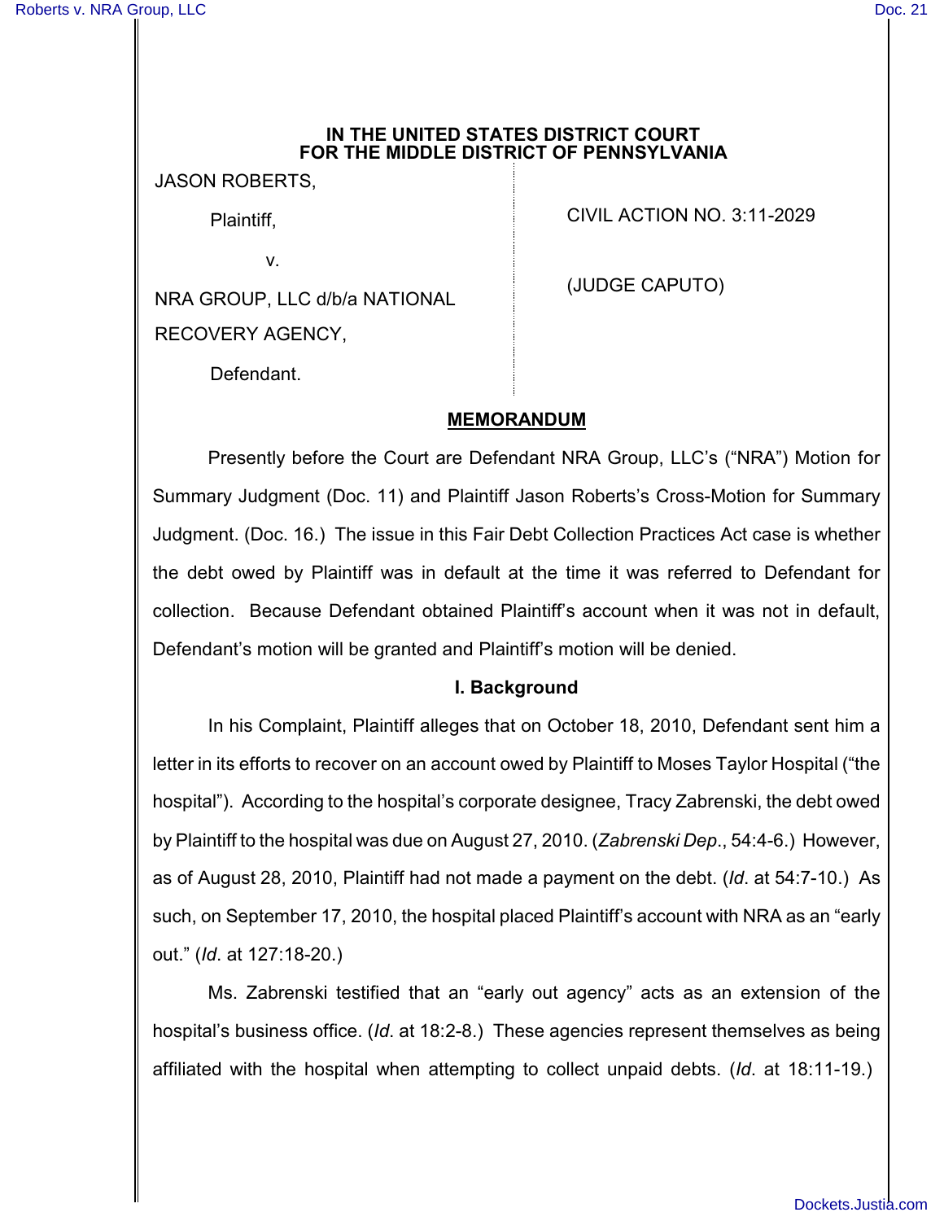**IN THE UNITED STATES DISTRICT COURT**
**FOR THE MIDDLE DISTRICT OF PENNSYLVANIA**

JASON ROBERTS,

Plaintiff,

v.

NRA GROUP, LLC d/b/a NATIONAL RECOVERY AGENCY,

Defendant.

CIVIL ACTION NO. 3:11-2029

(JUDGE CAPUTO)

## MEMORANDUM

Presently before the Court are Defendant NRA Group, LLC's ("NRA") Motion for Summary Judgment (Doc. 11) and Plaintiff Jason Roberts's Cross-Motion for Summary Judgment. (Doc. 16.) The issue in this Fair Debt Collection Practices Act case is whether the debt owed by Plaintiff was in default at the time it was referred to Defendant for collection. Because Defendant obtained Plaintiff's account when it was not in default, Defendant's motion will be granted and Plaintiff's motion will be denied.

### I. Background

In his Complaint, Plaintiff alleges that on October 18, 2010, Defendant sent him a letter in its efforts to recover on an account owed by Plaintiff to Moses Taylor Hospital ("the hospital"). According to the hospital's corporate designee, Tracy Zabrenski, the debt owed by Plaintiff to the hospital was due on August 27, 2010. (*Zabrenski Dep*., 54:4-6.) However, as of August 28, 2010, Plaintiff had not made a payment on the debt. (*Id*. at 54:7-10.) As such, on September 17, 2010, the hospital placed Plaintiff's account with NRA as an "early out." (*Id*. at 127:18-20.)

Ms. Zabrenski testified that an "early out agency" acts as an extension of the hospital's business office. (*Id*. at 18:2-8.) These agencies represent themselves as being affiliated with the hospital when attempting to collect unpaid debts. (*Id*. at 18:11-19.)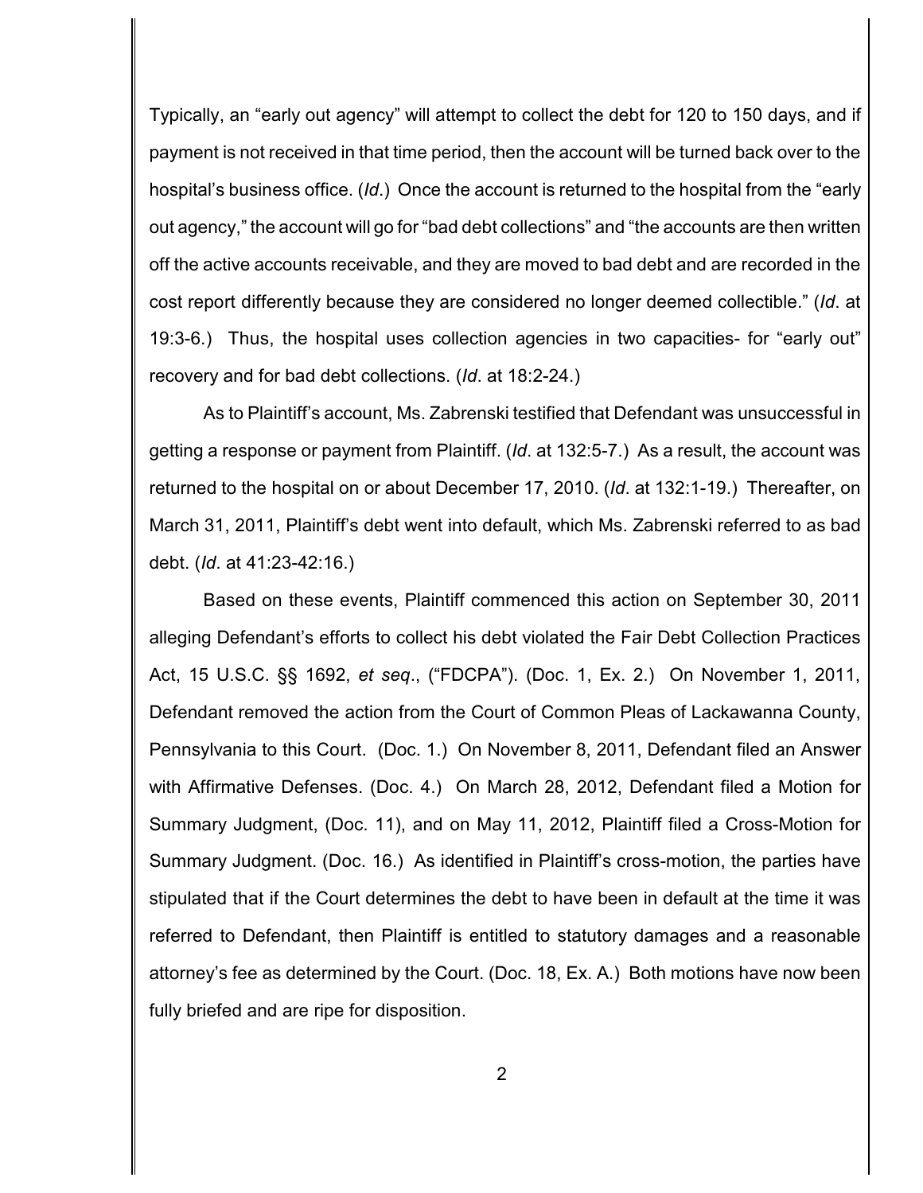Typically, an "early out agency" will attempt to collect the debt for 120 to 150 days, and if payment is not received in that time period, then the account will be turned back over to the hospital's business office. (*Id*.) Once the account is returned to the hospital from the "early out agency," the account will go for "bad debt collections" and "the accounts are then written off the active accounts receivable, and they are moved to bad debt and are recorded in the cost report differently because they are considered no longer deemed collectible." (*Id*. at 19:3-6.) Thus, the hospital uses collection agencies in two capacities- for "early out" recovery and for bad debt collections. (*Id*. at 18:2-24.)

As to Plaintiff's account, Ms. Zabrenski testified that Defendant was unsuccessful in getting a response or payment from Plaintiff. (*Id*. at 132:5-7.) As a result, the account was returned to the hospital on or about December 17, 2010. (*Id*. at 132:1-19.) Thereafter, on March 31, 2011, Plaintiff's debt went into default, which Ms. Zabrenski referred to as bad debt. (*Id*. at 41:23-42:16.)

Based on these events, Plaintiff commenced this action on September 30, 2011 alleging Defendant's efforts to collect his debt violated the Fair Debt Collection Practices Act, 15 U.S.C. §§ 1692, *et seq*., ("FDCPA"). (Doc. 1, Ex. 2.) On November 1, 2011, Defendant removed the action from the Court of Common Pleas of Lackawanna County, Pennsylvania to this Court. (Doc. 1.) On November 8, 2011, Defendant filed an Answer with Affirmative Defenses. (Doc. 4.) On March 28, 2012, Defendant filed a Motion for Summary Judgment, (Doc. 11), and on May 11, 2012, Plaintiff filed a Cross-Motion for Summary Judgment. (Doc. 16.) As identified in Plaintiff's cross-motion, the parties have stipulated that if the Court determines the debt to have been in default at the time it was referred to Defendant, then Plaintiff is entitled to statutory damages and a reasonable attorney's fee as determined by the Court. (Doc. 18, Ex. A.) Both motions have now been fully briefed and are ripe for disposition.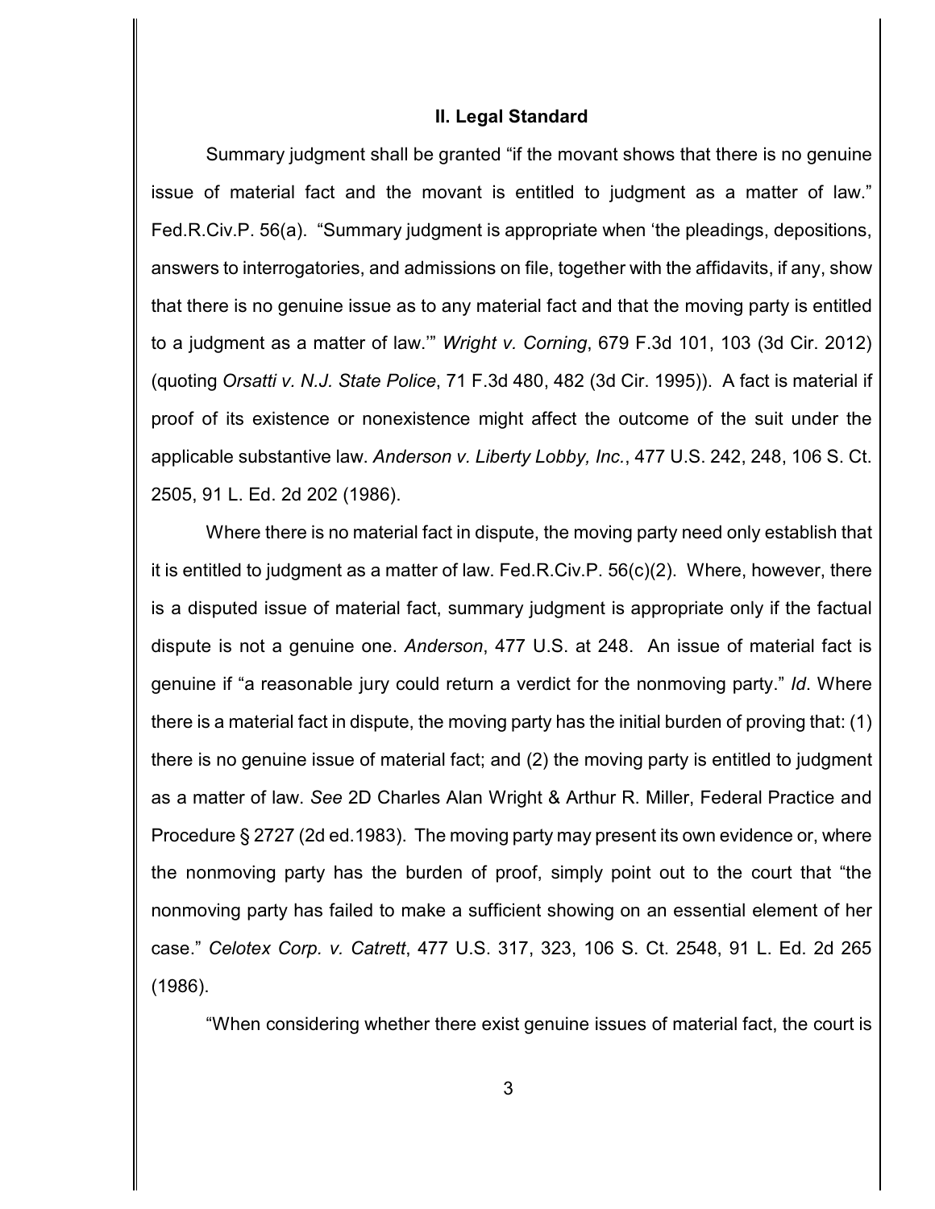## II. Legal Standard

Summary judgment shall be granted "if the movant shows that there is no genuine issue of material fact and the movant is entitled to judgment as a matter of law." Fed.R.Civ.P. 56(a). "Summary judgment is appropriate when 'the pleadings, depositions, answers to interrogatories, and admissions on file, together with the affidavits, if any, show that there is no genuine issue as to any material fact and that the moving party is entitled to a judgment as a matter of law.'" *Wright v. Corning*, 679 F.3d 101, 103 (3d Cir. 2012) (quoting *Orsatti v. N.J. State Police*, 71 F.3d 480, 482 (3d Cir. 1995)). A fact is material if proof of its existence or nonexistence might affect the outcome of the suit under the applicable substantive law. *Anderson v. Liberty Lobby, Inc.*, 477 U.S. 242, 248, 106 S. Ct. 2505, 91 L. Ed. 2d 202 (1986).

Where there is no material fact in dispute, the moving party need only establish that it is entitled to judgment as a matter of law. Fed.R.Civ.P. 56(c)(2). Where, however, there is a disputed issue of material fact, summary judgment is appropriate only if the factual dispute is not a genuine one. *Anderson*, 477 U.S. at 248. An issue of material fact is genuine if "a reasonable jury could return a verdict for the nonmoving party." *Id*. Where there is a material fact in dispute, the moving party has the initial burden of proving that: (1) there is no genuine issue of material fact; and (2) the moving party is entitled to judgment as a matter of law. *See* 2D Charles Alan Wright & Arthur R. Miller, Federal Practice and Procedure § 2727 (2d ed.1983). The moving party may present its own evidence or, where the nonmoving party has the burden of proof, simply point out to the court that "the nonmoving party has failed to make a sufficient showing on an essential element of her case." *Celotex Corp. v. Catrett*, 477 U.S. 317, 323, 106 S. Ct. 2548, 91 L. Ed. 2d 265 (1986).

"When considering whether there exist genuine issues of material fact, the court is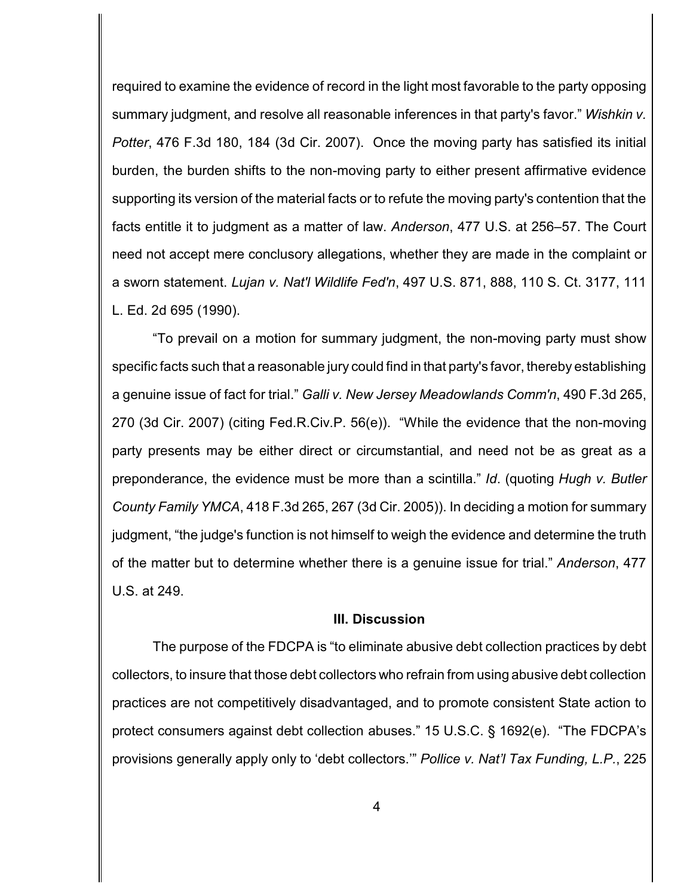required to examine the evidence of record in the light most favorable to the party opposing summary judgment, and resolve all reasonable inferences in that party's favor." *Wishkin v. Potter*, 476 F.3d 180, 184 (3d Cir. 2007). Once the moving party has satisfied its initial burden, the burden shifts to the non-moving party to either present affirmative evidence supporting its version of the material facts or to refute the moving party's contention that the facts entitle it to judgment as a matter of law. *Anderson*, 477 U.S. at 256–57. The Court need not accept mere conclusory allegations, whether they are made in the complaint or a sworn statement. *Lujan v. Nat'l Wildlife Fed'n*, 497 U.S. 871, 888, 110 S. Ct. 3177, 111 L. Ed. 2d 695 (1990).

"To prevail on a motion for summary judgment, the non-moving party must show specific facts such that a reasonable jury could find in that party's favor, thereby establishing a genuine issue of fact for trial." *Galli v. New Jersey Meadowlands Comm'n*, 490 F.3d 265, 270 (3d Cir. 2007) (citing Fed.R.Civ.P. 56(e)). "While the evidence that the non-moving party presents may be either direct or circumstantial, and need not be as great as a preponderance, the evidence must be more than a scintilla." *Id*. (quoting *Hugh v. Butler County Family YMCA*, 418 F.3d 265, 267 (3d Cir. 2005)). In deciding a motion for summary judgment, "the judge's function is not himself to weigh the evidence and determine the truth of the matter but to determine whether there is a genuine issue for trial." *Anderson*, 477 U.S. at 249.

## III. Discussion

The purpose of the FDCPA is "to eliminate abusive debt collection practices by debt collectors, to insure that those debt collectors who refrain from using abusive debt collection practices are not competitively disadvantaged, and to promote consistent State action to protect consumers against debt collection abuses." 15 U.S.C. § 1692(e). "The FDCPA's provisions generally apply only to 'debt collectors.'" *Pollice v. Nat'l Tax Funding, L.P.*, 225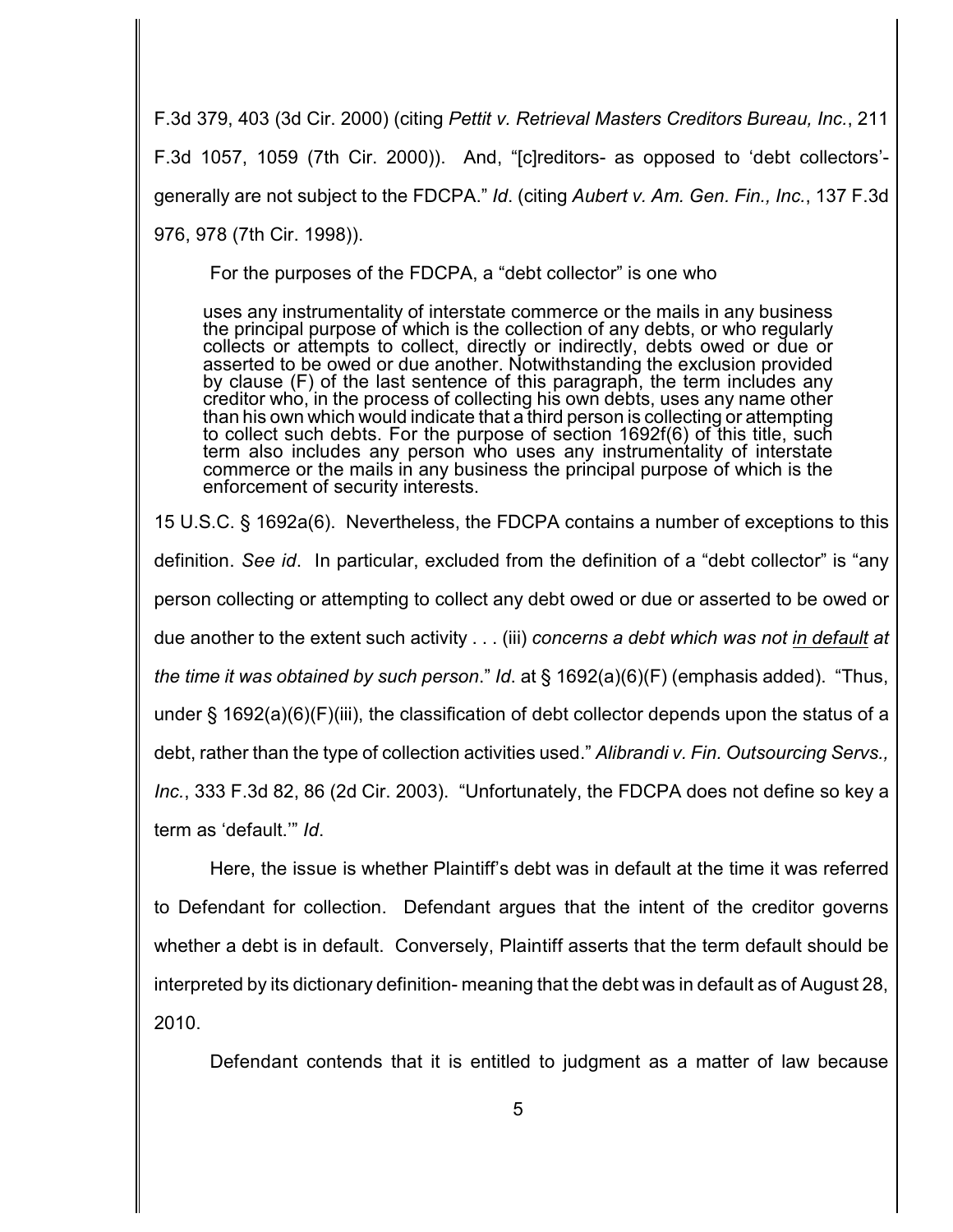F.3d 379, 403 (3d Cir. 2000) (citing *Pettit v. Retrieval Masters Creditors Bureau, Inc.*, 211 F.3d 1057, 1059 (7th Cir. 2000)). And, "[c]reditors- as opposed to 'debt collectors'- generally are not subject to the FDCPA." *Id*. (citing *Aubert v. Am. Gen. Fin., Inc.*, 137 F.3d 976, 978 (7th Cir. 1998)).

For the purposes of the FDCPA, a "debt collector" is one who

> uses any instrumentality of interstate commerce or the mails in any business the principal purpose of which is the collection of any debts, or who regularly collects or attempts to collect, directly or indirectly, debts owed or due or asserted to be owed or due another. Notwithstanding the exclusion provided by clause (F) of the last sentence of this paragraph, the term includes any creditor who, in the process of collecting his own debts, uses any name other than his own which would indicate that a third person is collecting or attempting to collect such debts. For the purpose of section 1692f(6) of this title, such term also includes any person who uses any instrumentality of interstate commerce or the mails in any business the principal purpose of which is the enforcement of security interests.

15 U.S.C. § 1692a(6). Nevertheless, the FDCPA contains a number of exceptions to this definition. *See id*. In particular, excluded from the definition of a "debt collector" is "any person collecting or attempting to collect any debt owed or due or asserted to be owed or due another to the extent such activity . . . (iii) *concerns a debt which was not <u>in default</u> at the time it was obtained by such person*." *Id*. at § 1692(a)(6)(F) (emphasis added). "Thus, under § 1692(a)(6)(F)(iii), the classification of debt collector depends upon the status of a debt, rather than the type of collection activities used." *Alibrandi v. Fin. Outsourcing Servs., Inc.*, 333 F.3d 82, 86 (2d Cir. 2003). "Unfortunately, the FDCPA does not define so key a term as 'default.'" *Id*.

Here, the issue is whether Plaintiff's debt was in default at the time it was referred to Defendant for collection. Defendant argues that the intent of the creditor governs whether a debt is in default. Conversely, Plaintiff asserts that the term default should be interpreted by its dictionary definition- meaning that the debt was in default as of August 28, 2010.

Defendant contends that it is entitled to judgment as a matter of law because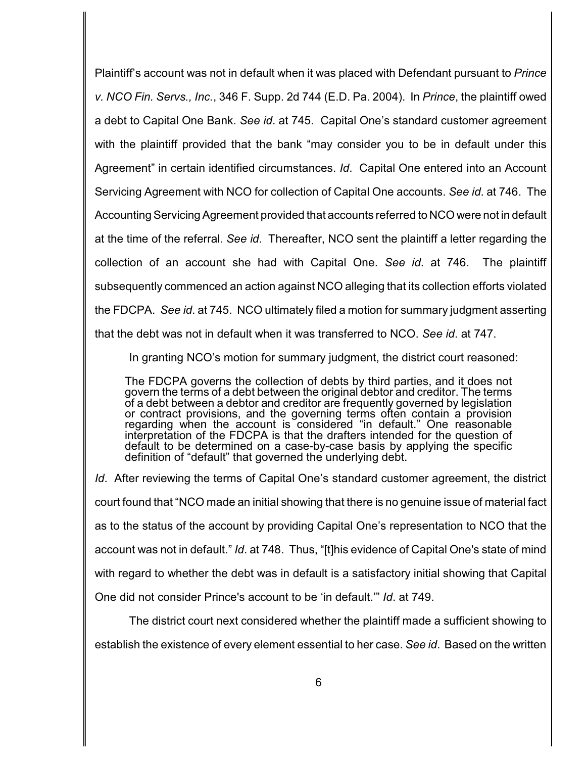Plaintiff's account was not in default when it was placed with Defendant pursuant to *Prince v. NCO Fin. Servs., Inc.*, 346 F. Supp. 2d 744 (E.D. Pa. 2004). In *Prince*, the plaintiff owed a debt to Capital One Bank. *See id*. at 745. Capital One's standard customer agreement with the plaintiff provided that the bank "may consider you to be in default under this Agreement" in certain identified circumstances. *Id*. Capital One entered into an Account Servicing Agreement with NCO for collection of Capital One accounts. *See id*. at 746. The Accounting Servicing Agreement provided that accounts referred to NCO were not in default at the time of the referral. *See id*. Thereafter, NCO sent the plaintiff a letter regarding the collection of an account she had with Capital One. *See id*. at 746. The plaintiff subsequently commenced an action against NCO alleging that its collection efforts violated the FDCPA. *See id*. at 745. NCO ultimately filed a motion for summary judgment asserting that the debt was not in default when it was transferred to NCO. *See id*. at 747.

In granting NCO's motion for summary judgment, the district court reasoned:

> The FDCPA governs the collection of debts by third parties, and it does not govern the terms of a debt between the original debtor and creditor. The terms of a debt between a debtor and creditor are frequently governed by legislation or contract provisions, and the governing terms often contain a provision regarding when the account is considered "in default." One reasonable interpretation of the FDCPA is that the drafters intended for the question of default to be determined on a case-by-case basis by applying the specific definition of "default" that governed the underlying debt.

*Id*. After reviewing the terms of Capital One's standard customer agreement, the district court found that "NCO made an initial showing that there is no genuine issue of material fact as to the status of the account by providing Capital One's representation to NCO that the account was not in default." *Id*. at 748. Thus, "[t]his evidence of Capital One's state of mind with regard to whether the debt was in default is a satisfactory initial showing that Capital One did not consider Prince's account to be 'in default.'" *Id*. at 749.

The district court next considered whether the plaintiff made a sufficient showing to establish the existence of every element essential to her case. *See id*. Based on the written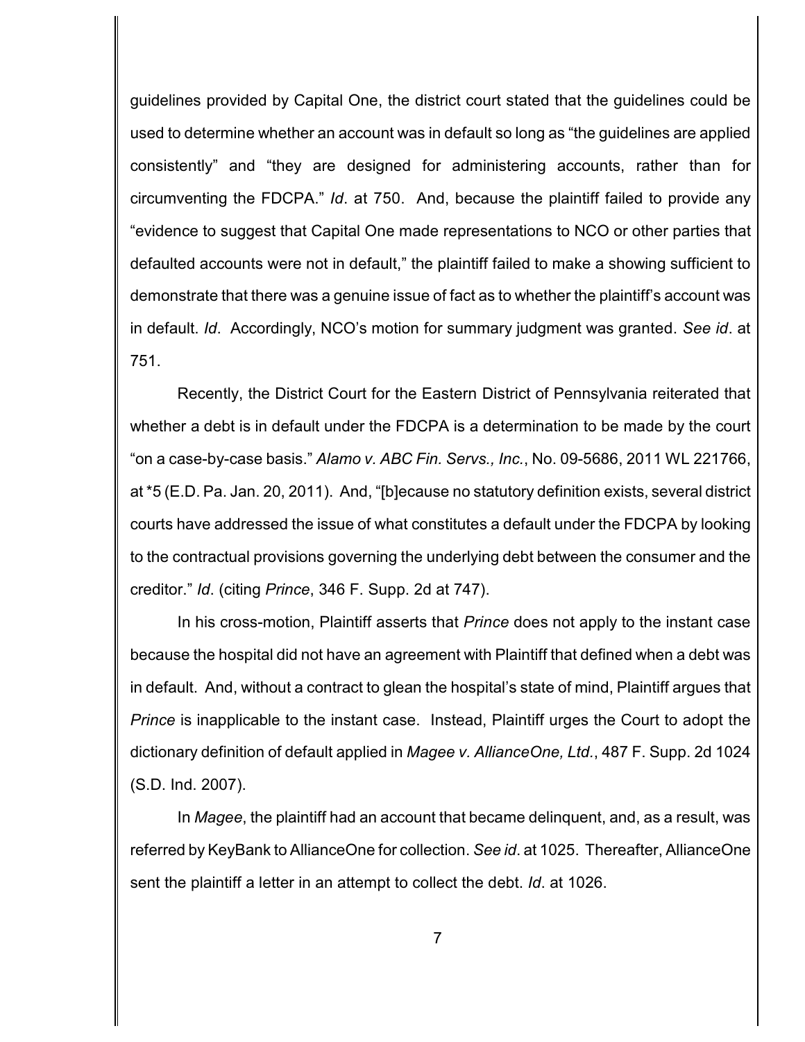guidelines provided by Capital One, the district court stated that the guidelines could be used to determine whether an account was in default so long as "the guidelines are applied consistently" and "they are designed for administering accounts, rather than for circumventing the FDCPA." *Id*. at 750. And, because the plaintiff failed to provide any "evidence to suggest that Capital One made representations to NCO or other parties that defaulted accounts were not in default," the plaintiff failed to make a showing sufficient to demonstrate that there was a genuine issue of fact as to whether the plaintiff's account was in default. *Id*. Accordingly, NCO's motion for summary judgment was granted. *See id*. at 751.

Recently, the District Court for the Eastern District of Pennsylvania reiterated that whether a debt is in default under the FDCPA is a determination to be made by the court "on a case-by-case basis." *Alamo v. ABC Fin. Servs., Inc.*, No. 09-5686, 2011 WL 221766, at *5 (E.D. Pa. Jan. 20, 2011). And, "[b]ecause no statutory definition exists, several district courts have addressed the issue of what constitutes a default under the FDCPA by looking to the contractual provisions governing the underlying debt between the consumer and the creditor." *Id*. (citing *Prince*, 346 F. Supp. 2d at 747).

In his cross-motion, Plaintiff asserts that *Prince* does not apply to the instant case because the hospital did not have an agreement with Plaintiff that defined when a debt was in default. And, without a contract to glean the hospital's state of mind, Plaintiff argues that *Prince* is inapplicable to the instant case. Instead, Plaintiff urges the Court to adopt the dictionary definition of default applied in *Magee v. AllianceOne, Ltd.*, 487 F. Supp. 2d 1024 (S.D. Ind. 2007).

In *Magee*, the plaintiff had an account that became delinquent, and, as a result, was referred by KeyBank to AllianceOne for collection. *See id*. at 1025. Thereafter, AllianceOne sent the plaintiff a letter in an attempt to collect the debt. *Id*. at 1026.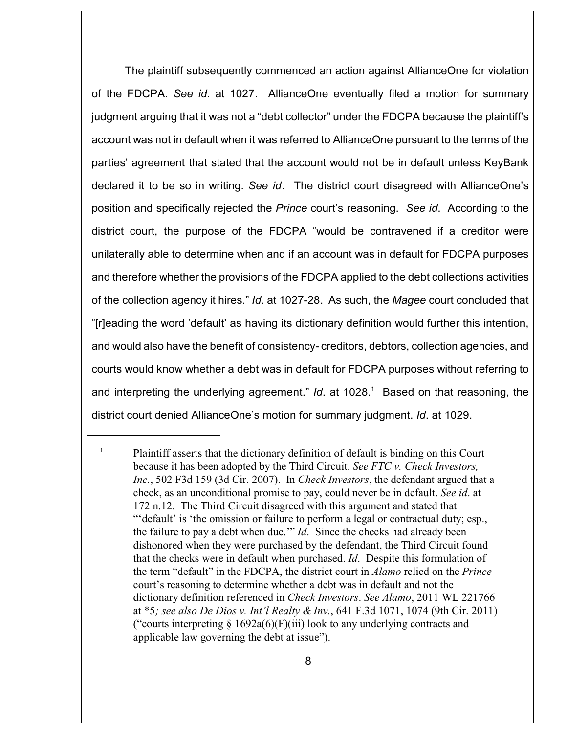The plaintiff subsequently commenced an action against AllianceOne for violation of the FDCPA. *See id*. at 1027. AllianceOne eventually filed a motion for summary judgment arguing that it was not a "debt collector" under the FDCPA because the plaintiff's account was not in default when it was referred to AllianceOne pursuant to the terms of the parties' agreement that stated that the account would not be in default unless KeyBank declared it to be so in writing. *See id*. The district court disagreed with AllianceOne's position and specifically rejected the *Prince* court's reasoning. *See id*. According to the district court, the purpose of the FDCPA "would be contravened if a creditor were unilaterally able to determine when and if an account was in default for FDCPA purposes and therefore whether the provisions of the FDCPA applied to the debt collections activities of the collection agency it hires." *Id*. at 1027-28. As such, the *Magee* court concluded that "[r]eading the word 'default' as having its dictionary definition would further this intention, and would also have the benefit of consistency- creditors, debtors, collection agencies, and courts would know whether a debt was in default for FDCPA purposes without referring to and interpreting the underlying agreement." *Id*. at 1028.[1] Based on that reasoning, the district court denied AllianceOne's motion for summary judgment. *Id*. at 1029.

---

[1] Plaintiff asserts that the dictionary definition of default is binding on this Court because it has been adopted by the Third Circuit. *See FTC v. Check Investors, Inc.*, 502 F3d 159 (3d Cir. 2007). In *Check Investors*, the defendant argued that a check, as an unconditional promise to pay, could never be in default. *See id*. at 172 n.12. The Third Circuit disagreed with this argument and stated that "'default' is 'the omission or failure to perform a legal or contractual duty; esp., the failure to pay a debt when due.'" *Id*. Since the checks had already been dishonored when they were purchased by the defendant, the Third Circuit found that the checks were in default when purchased. *Id*. Despite this formulation of the term "default" in the FDCPA, the district court in *Alamo* relied on the *Prince* court's reasoning to determine whether a debt was in default and not the dictionary definition referenced in *Check Investors*. *See Alamo*, 2011 WL 221766 at *5*; see also De Dios v. Int'l Realty & Inv.*, 641 F.3d 1071, 1074 (9th Cir. 2011) ("courts interpreting § 1692a(6)(F)(iii) look to any underlying contracts and applicable law governing the debt at issue").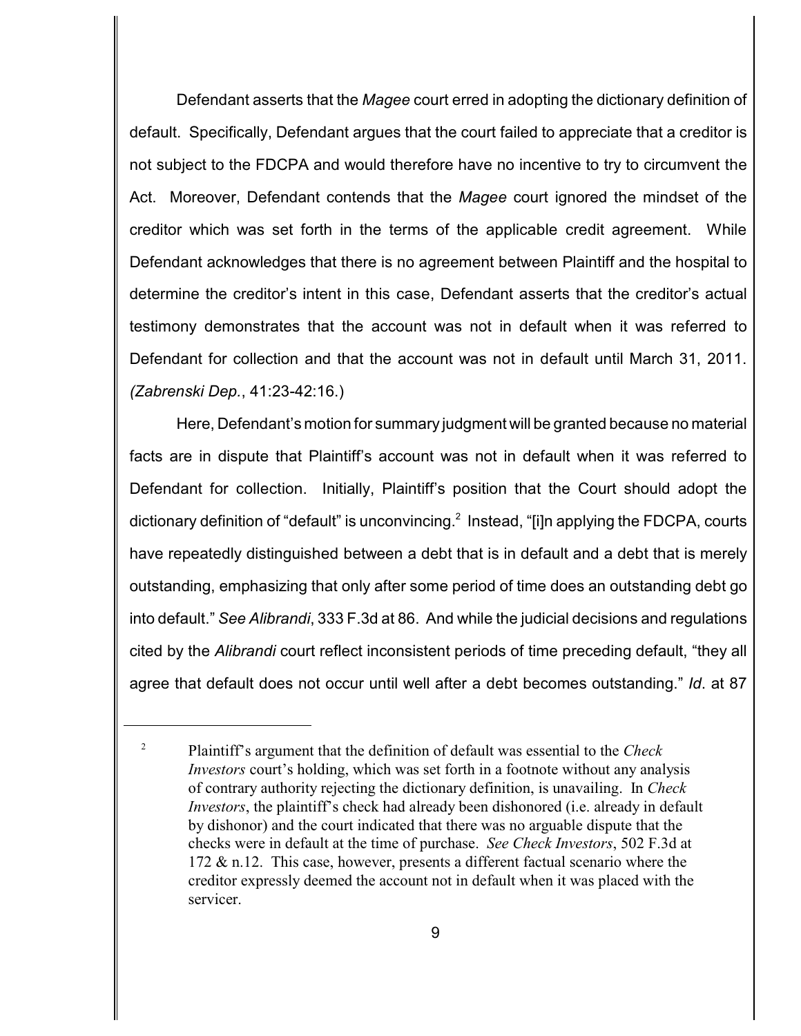Defendant asserts that the *Magee* court erred in adopting the dictionary definition of default. Specifically, Defendant argues that the court failed to appreciate that a creditor is not subject to the FDCPA and would therefore have no incentive to try to circumvent the Act. Moreover, Defendant contends that the *Magee* court ignored the mindset of the creditor which was set forth in the terms of the applicable credit agreement. While Defendant acknowledges that there is no agreement between Plaintiff and the hospital to determine the creditor's intent in this case, Defendant asserts that the creditor's actual testimony demonstrates that the account was not in default when it was referred to Defendant for collection and that the account was not in default until March 31, 2011. (*Zabrenski Dep.*, 41:23-42:16.)

Here, Defendant's motion for summary judgment will be granted because no material facts are in dispute that Plaintiff's account was not in default when it was referred to Defendant for collection. Initially, Plaintiff's position that the Court should adopt the dictionary definition of "default" is unconvincing.[2] Instead, "[i]n applying the FDCPA, courts have repeatedly distinguished between a debt that is in default and a debt that is merely outstanding, emphasizing that only after some period of time does an outstanding debt go into default." *See Alibrandi*, 333 F.3d at 86. And while the judicial decisions and regulations cited by the *Alibrandi* court reflect inconsistent periods of time preceding default, "they all agree that default does not occur until well after a debt becomes outstanding." *Id*. at 87

---

[2] Plaintiff's argument that the definition of default was essential to the *Check Investors* court's holding, which was set forth in a footnote without any analysis of contrary authority rejecting the dictionary definition, is unavailing. In *Check Investors*, the plaintiff's check had already been dishonored (i.e. already in default by dishonor) and the court indicated that there was no arguable dispute that the checks were in default at the time of purchase. *See Check Investors*, 502 F.3d at 172 & n.12. This case, however, presents a different factual scenario where the creditor expressly deemed the account not in default when it was placed with the servicer.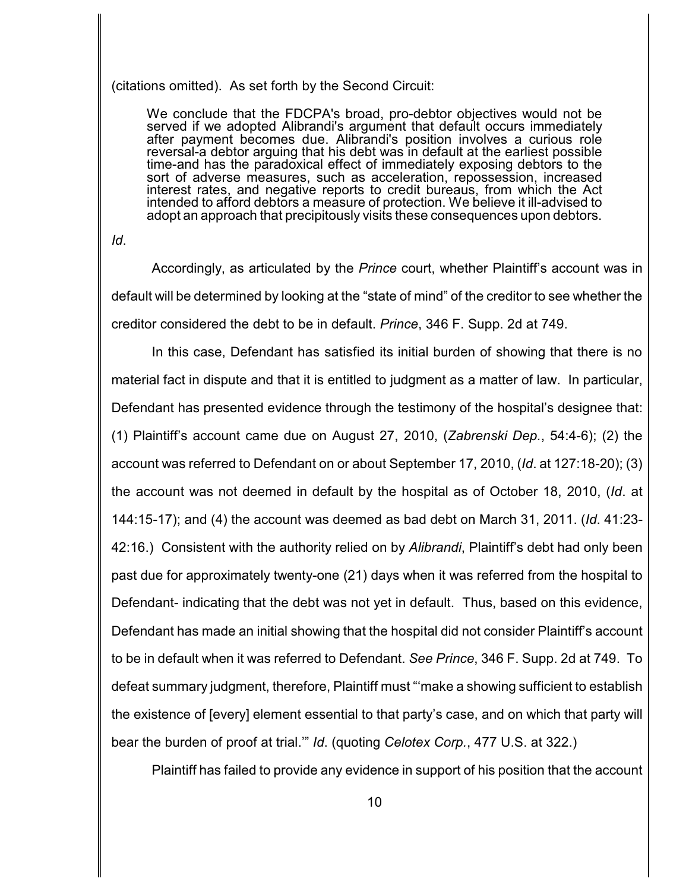(citations omitted). As set forth by the Second Circuit:

> We conclude that the FDCPA's broad, pro-debtor objectives would not be served if we adopted Alibrandi's argument that default occurs immediately after payment becomes due. Alibrandi's position involves a curious role reversal-a debtor arguing that his debt was in default at the earliest possible time-and has the paradoxical effect of immediately exposing debtors to the sort of adverse measures, such as acceleration, repossession, increased interest rates, and negative reports to credit bureaus, from which the Act intended to afford debtors a measure of protection. We believe it ill-advised to adopt an approach that precipitously visits these consequences upon debtors.

*Id*.

Accordingly, as articulated by the *Prince* court, whether Plaintiff's account was in default will be determined by looking at the "state of mind" of the creditor to see whether the creditor considered the debt to be in default. *Prince*, 346 F. Supp. 2d at 749.

In this case, Defendant has satisfied its initial burden of showing that there is no material fact in dispute and that it is entitled to judgment as a matter of law. In particular, Defendant has presented evidence through the testimony of the hospital's designee that: (1) Plaintiff's account came due on August 27, 2010, (*Zabrenski Dep.*, 54:4-6); (2) the account was referred to Defendant on or about September 17, 2010, (*Id*. at 127:18-20); (3) the account was not deemed in default by the hospital as of October 18, 2010, (*Id*. at 144:15-17); and (4) the account was deemed as bad debt on March 31, 2011. (*Id*. 41:23-42:16.) Consistent with the authority relied on by *Alibrandi*, Plaintiff's debt had only been past due for approximately twenty-one (21) days when it was referred from the hospital to Defendant- indicating that the debt was not yet in default. Thus, based on this evidence, Defendant has made an initial showing that the hospital did not consider Plaintiff's account to be in default when it was referred to Defendant. *See Prince*, 346 F. Supp. 2d at 749. To defeat summary judgment, therefore, Plaintiff must "'make a showing sufficient to establish the existence of [every] element essential to that party's case, and on which that party will bear the burden of proof at trial.'" *Id*. (quoting *Celotex Corp.*, 477 U.S. at 322.)

Plaintiff has failed to provide any evidence in support of his position that the account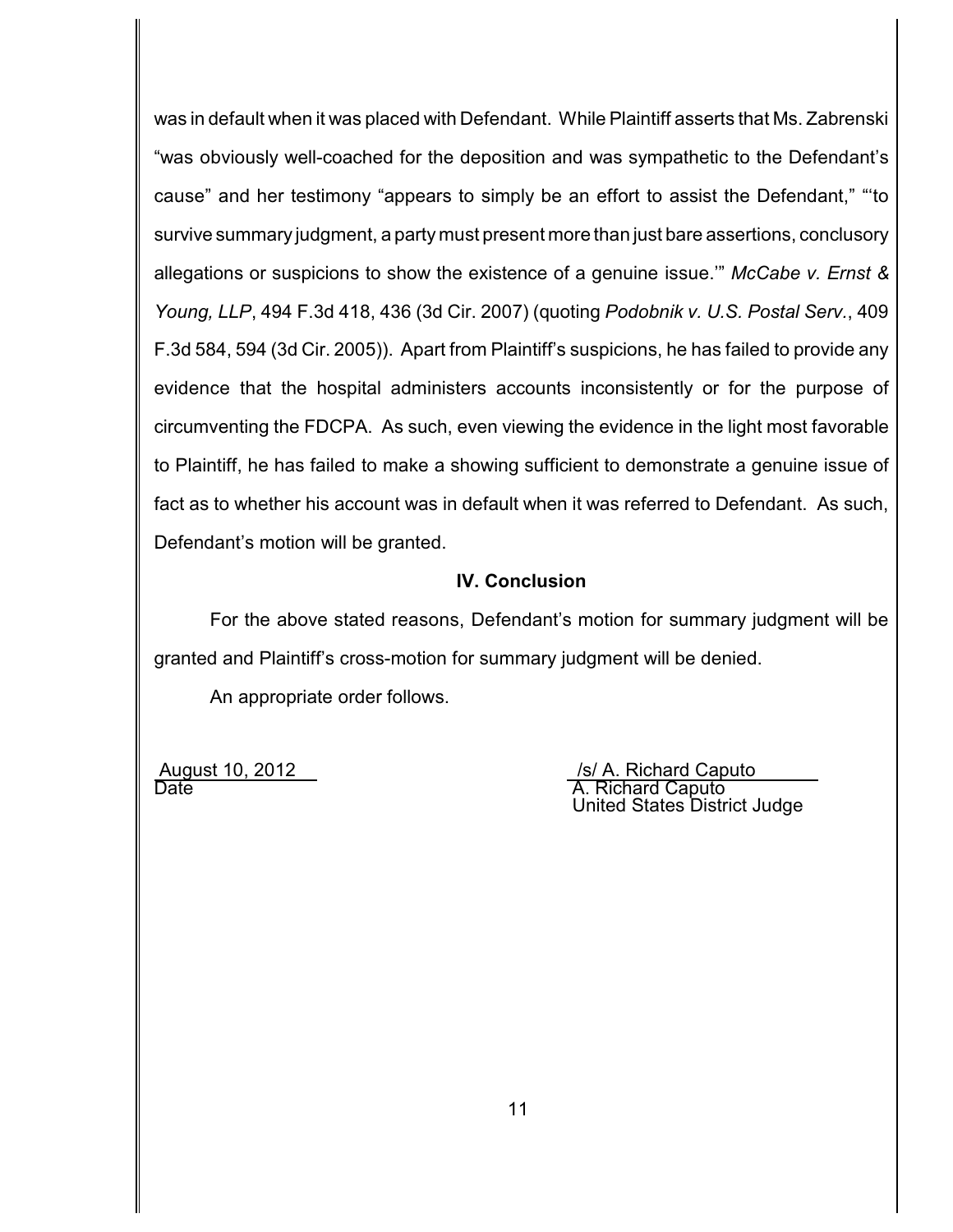was in default when it was placed with Defendant. While Plaintiff asserts that Ms. Zabrenski "was obviously well-coached for the deposition and was sympathetic to the Defendant's cause" and her testimony "appears to simply be an effort to assist the Defendant," "'to survive summary judgment, a party must present more than just bare assertions, conclusory allegations or suspicions to show the existence of a genuine issue.'" *McCabe v. Ernst & Young, LLP*, 494 F.3d 418, 436 (3d Cir. 2007) (quoting *Podobnik v. U.S. Postal Serv.*, 409 F.3d 584, 594 (3d Cir. 2005)). Apart from Plaintiff's suspicions, he has failed to provide any evidence that the hospital administers accounts inconsistently or for the purpose of circumventing the FDCPA. As such, even viewing the evidence in the light most favorable to Plaintiff, he has failed to make a showing sufficient to demonstrate a genuine issue of fact as to whether his account was in default when it was referred to Defendant. As such, Defendant's motion will be granted.

## IV. Conclusion

For the above stated reasons, Defendant's motion for summary judgment will be granted and Plaintiff's cross-motion for summary judgment will be denied.

An appropriate order follows.

August 10, 2012
Date

/s/ A. Richard Caputo
A. Richard Caputo
United States District Judge